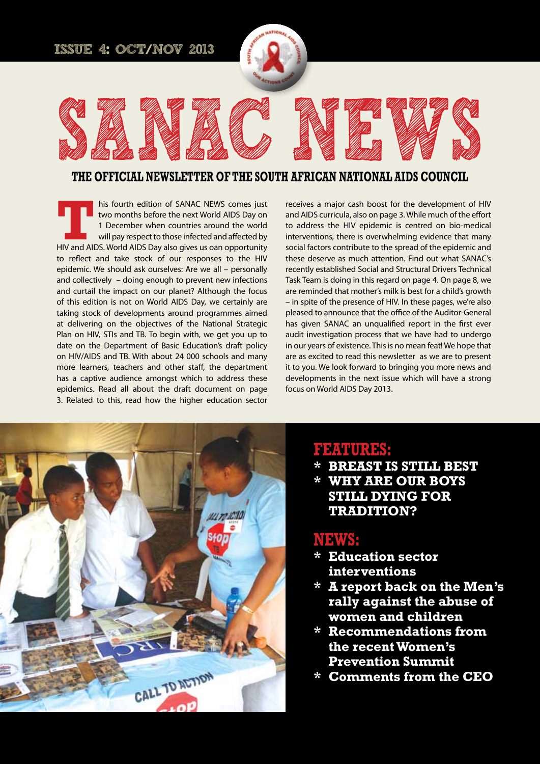ISSUE 4: OCT/NOV 2013

# SANAC NEWS

## THE OFFICIAL NEWSLETTER OF THE SOUTH AFRICAN NATIONAL AIDS COUNCIL

This fourth edition of SANAC NEWS comes just two months before the next World AIDS Day on 1 December when countries around the world will pay respect to those infected and affected by HIV and AIDS. World AIDS Day also gives us oan opportunity to reflect and take stock of our responses to the HIV epidemic. We should ask ourselves: Are we all – personally and collectively – doing enough to prevent new infections and curtail the impact on our planet? Although the focus of this edition is not on World AIDS Day, we certainly are taking stock of developments around programmes aimed at delivering on the objectives of the National Strategic Plan on HIV, STIs and TB. To begin with, we get you up to date on the Department of Basic Education's draft policy on HIV/AIDS and TB. With about 24 000 schools and many more learners, teachers and other staff, the department has a captive audience amongst which to address these epidemics. Read all about the draft document on page 3. Related to this, read how the higher education sector receives a major cash boost for the development of HIV and AIDS curricula, also on page 3. While much of the effort to address the HIV epidemic is centred on bio-medical interventions, there is overwhelming evidence that many social factors contribute to the spread of the epidemic and these deserve as much attention. Find out what SANAC's recently established Social and Structural Drivers Technical Task Team is doing in this regard on page 4. On page 8, we are reminded that mother's milk is best for a child's growth – in spite of the presence of HIV. In these pages, we're also pleased to announce that the office of the Auditor-General has given SANAC an unqualified report in the first ever audit investigation process that we have had to undergo in our years of existence. This is no mean feat! We hope that are as excited to read this newsletter as we are to present it to you. We look forward to bringing you more news and developments in the next issue which will have a strong focus on World AIDS Day 2013.

## FEATURES:

* **BREAST IS STILL BEST**
* **WHY ARE OUR BOYS STILL DYING FOR TRADITION?**

## NEWS:

* **Education sector interventions**
* **A report back on the Men's rally against the abuse of women and children**
* **Recommendations from the recent Women's Prevention Summit**
* **Comments from the CEO**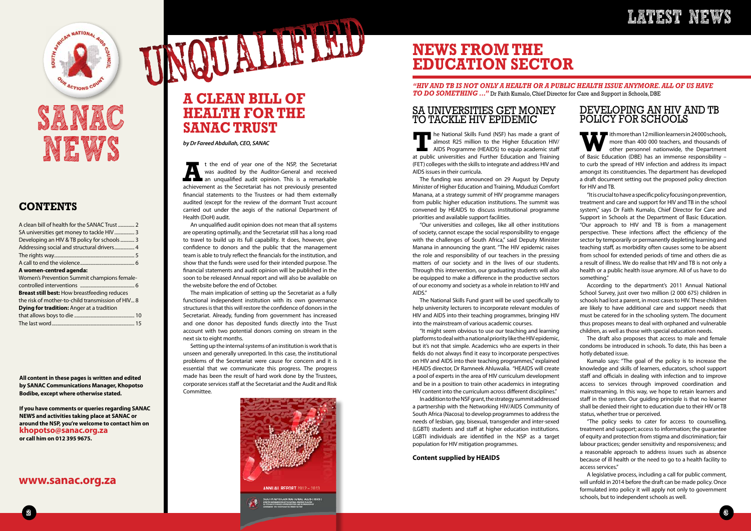# SANAC NEWS

## CONTENTS

A clean bill of health for the SANAC Trust .............. 2
SA universities get money to tackle HIV ................ 3
Developing an HIV & TB policy for schools ............ 3
Addressing social and structural drivers................. 4
The rights way................................................... 5
A call to end the violence.................................... 6

**A women-centred agenda:**
Women's Prevention Summit champions female-controlled interventions .......................................... 6
**Breast still best:** How breastfeeding reduces the risk of mother-to-child transmission of HIV... 8
**Dying for tradition:** Anger at a tradition that allows boys to die ..................................... 10
The last word.................................................... 15

**All content in these pages is written and edited by SANAC Communications Manager, Khopotso Bodibe, except where otherwise stated.**

**If you have comments or queries regarding SANAC NEWS and activities taking place at SANAC or around the NSP, you're welcome to contact him on khopotso@sanac.org.za or call him on 012 395 9675.**

**www.sanac.org.za**

# UNQUALIFIED

## A CLEAN BILL OF HEALTH FOR THE SANAC TRUST

*by Dr Fareed Abdullah, CEO, SANAC*

At the end of year one of the NSP, the Secretariat was audited by the Auditor-General and received an unqualified audit opinion. This is a remarkable achievement as the Secretariat has not previously presented financial statements to the Trustees or had them externally audited (except for the review of the dormant Trust account carried out under the aegis of the national Department of Health (DoH) audit.

An unqualified audit opinion does not mean that all systems are operating optimally, and the Secretariat still has a long road to travel to build up its full capability. It does, however, give confidence to donors and the public that the management team is able to truly reflect the financials for the institution, and show that the funds were used for their intended purpose. The financial statements and audit opinion will be published in the soon to be released Annual report and will also be available on the website before the end of October.

The main implication of setting up the Secretariat as a fully functional independent institution with its own governance structures is that this will restore the confidence of donors in the Secretariat. Already, funding from government has increased and one donor has deposited funds directly into the Trust account with two potential donors coming on stream in the next six to eight months.

Setting up the internal systems of an institution is work that is unseen and generally unreported. In this case, the institutional problems of the Secretariat were cause for concern and it is essential that we communicate this progress. The progress made has been the result of hard work done by the Trustees, corporate services staff at the Secretariat and the Audit and Risk Committee.

# LATEST NEWS

## NEWS FROM THE EDUCATION SECTOR

***"HIV AND TB IS NOT ONLY A HEALTH OR A PUBLIC HEALTH ISSUE ANYMORE. ALL OF US HAVE TO DO SOMETHING …"*** Dr Faith Kumalo, Chief Director for Care and Support in Schools, DBE

### SA UNIVERSITIES GET MONEY TO TACKLE HIV EPIDEMIC

The National Skills Fund (NSF) has made a grant of almost R25 million to the Higher Education HIV/AIDS Programme (HEAIDS) to equip academic staff at public universities and Further Education and Training (FET) colleges with the skills to integrate and address HIV and AIDS issues in their curricula.

The funding was announced on 29 August by Deputy Minister of Higher Education and Training, Mduduzi Comfort Manana, at a strategy summit of HIV programme managers from public higher education institutions. The summit was convened by HEAIDS to discuss institutional programme priorities and available support facilities.

"Our universities and colleges, like all other institutions of society, cannot escape the social responsibility to engage with the challenges of South Africa," said Deputy Minister Manana in announcing the grant. "The HIV epidemic raises the role and responsibility of our teachers in the pressing matters of our society and in the lives of our students. Through this intervention, our graduating students will also be equipped to make a difference in the productive sectors of our economy and society as a whole in relation to HIV and AIDS."

The National Skills Fund grant will be used specifically to help university lecturers to incorporate relevant modules of HIV and AIDS into their teaching programmes, bringing HIV into the mainstream of various academic courses.

"It might seem obvious to use our teaching and learning platforms to deal with a national priority like the HIV epidemic, but it's not that simple. Academics who are experts in their fields do not always find it easy to incorporate perspectives on HIV and AIDS into their teaching programmes," explained HEAIDS director, Dr Ramneek Ahluwalia. "HEAIDS will create a pool of experts in the area of HIV curriculum development and be in a position to train other academics in integrating HIV content into the curriculum across different disciplines."

In addition to the NSF grant, the strategy summit addressed a partnership with the Networking HIV/AIDS Community of South Africa (Nacosa) to develop programmes to address the needs of lesbian, gay, bisexual, transgender and inter-sexed (LGBTI) students and staff at higher education institutions. LGBTI individuals are identified in the NSP as a target population for HIV mitigation programmes.

**Content supplied by HEAIDS**

### DEVELOPING AN HIV AND TB POLICY FOR SCHOOLS

With more than 12 million learners in 24 000 schools, more than 400 000 teachers, and thousands of other personnel nationwide, the Department of Basic Education (DBE) has an immense responsibility – to curb the spread of HIV infection and address its impact amongst its constituencies. The department has developed a draft document setting out the proposed policy direction for HIV and TB.

"It is crucial to have a specific policy focusing on prevention, treatment and care and support for HIV and TB in the school system," says Dr Faith Kumalo, Chief Director for Care and Support in Schools at the Department of Basic Education. "Our approach to HIV and TB is from a management perspective. These infections affect the efficiency of the sector by temporarily or permanently depleting learning and teaching staff, as morbidity often causes some to be absent from school for extended periods of time and others die as a result of illness. We do realise that HIV and TB is not only a health or a public health issue anymore. All of us have to do something."

According to the department's 2011 Annual National School Survey, just over two million (2 000 675) children in schools had lost a parent, in most cases to HIV. These children are likely to have additional care and support needs that must be catered for in the schooling system. The document thus proposes means to deal with orphaned and vulnerable children, as well as those with special education needs.

The draft also proposes that access to male and female condoms be introduced in schools. To date, this has been a hotly debated issue.

Kumalo says: "The goal of the policy is to increase the knowledge and skills of learners, educators, school support staff and officials in dealing with infection and to improve access to services through improved coordination and mainstreaming. In this way, we hope to retain learners and staff in the system. Our guiding principle is that no learner shall be denied their right to education due to their HIV or TB status, whether true or perceived.

"The policy seeks to cater for access to counselling, treatment and support; access to information; the guarantee of equity and protection from stigma and discrimination; fair labour practices; gender sensitivity and responsiveness; and a reasonable approach to address issues such as absence because of ill health or the need to go to a health facility to access services."

A legislative process, including a call for public comment, will unfold in 2014 before the draft can be made policy. Once formulated into policy it will apply not only to government schools, but to independent schools as well.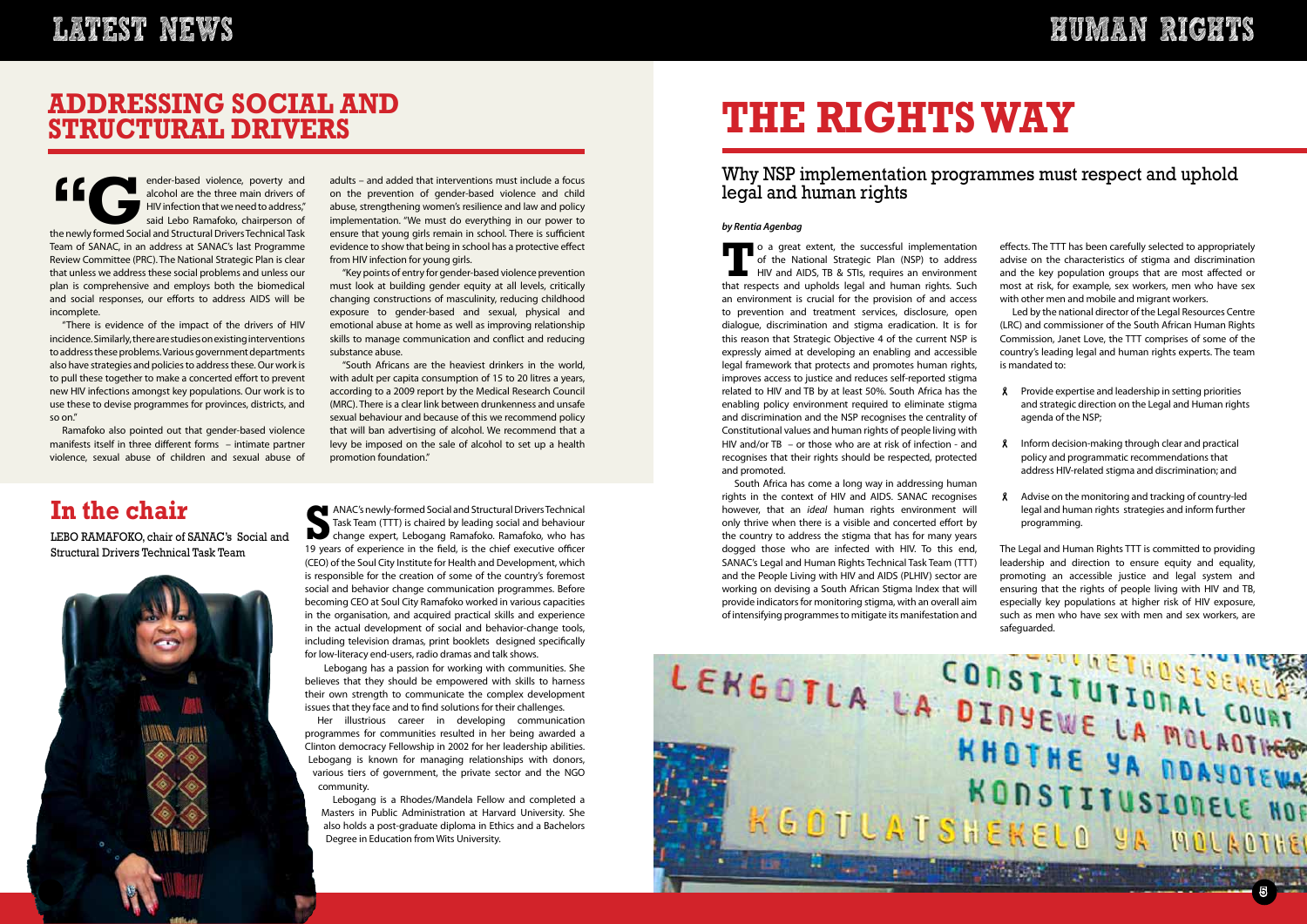# ADDRESSING SOCIAL AND STRUCTURAL DRIVERS

"Gender-based violence, poverty and alcohol are the three main drivers of HIV infection that we need to address," said Lebo Ramafoko, chairperson of the newly formed Social and Structural Drivers Technical Task Team of SANAC, in an address at SANAC's last Programme Review Committee (PRC). The National Strategic Plan is clear that unless we address these social problems and unless our plan is comprehensive and employs both the biomedical and social responses, our efforts to address AIDS will be incomplete.

"There is evidence of the impact of the drivers of HIV incidence. Similarly, there are studies on existing interventions to address these problems. Various government departments also have strategies and policies to address these. Our work is to pull these together to make a concerted effort to prevent new HIV infections amongst key populations. Our work is to use these to devise programmes for provinces, districts, and so on."

Ramafoko also pointed out that gender-based violence manifests itself in three different forms – intimate partner violence, sexual abuse of children and sexual abuse of adults – and added that interventions must include a focus on the prevention of gender-based violence and child abuse, strengthening women's resilience and law and policy implementation. "We must do everything in our power to ensure that young girls remain in school. There is sufficient evidence to show that being in school has a protective effect from HIV infection for young girls.

"Key points of entry for gender-based violence prevention must look at building gender equity at all levels, critically changing constructions of masculinity, reducing childhood exposure to gender-based and sexual, physical and emotional abuse at home as well as improving relationship skills to manage communication and conflict and reducing substance abuse.

"South Africans are the heaviest drinkers in the world, with adult per capita consumption of 15 to 20 litres a years, according to a 2009 report by the Medical Research Council (MRC). There is a clear link between drunkenness and unsafe sexual behaviour and because of this we recommend policy that will ban advertising of alcohol. We recommend that a levy be imposed on the sale of alcohol to set up a health promotion foundation."

## In the chair

LEBO RAMAFOKO, chair of SANAC's Social and Structural Drivers Technical Task Team

SANAC's newly-formed Social and Structural Drivers Technical Task Team (TTT) is chaired by leading social and behaviour change expert, Lebogang Ramafoko. Ramafoko, who has 19 years of experience in the field, is the chief executive officer (CEO) of the Soul City Institute for Health and Development, which is responsible for the creation of some of the country's foremost social and behavior change communication programmes. Before becoming CEO at Soul City Ramafoko worked in various capacities in the organisation, and acquired practical skills and experience in the actual development of social and behavior-change tools, including television dramas, print booklets designed specifically for low-literacy end-users, radio dramas and talk shows.

Lebogang has a passion for working with communities. She believes that they should be empowered with skills to harness their own strength to communicate the complex development issues that they face and to find solutions for their challenges.

Her illustrious career in developing communication programmes for communities resulted in her being awarded a Clinton democracy Fellowship in 2002 for her leadership abilities. Lebogang is known for managing relationships with donors, various tiers of government, the private sector and the NGO community.

Lebogang is a Rhodes/Mandela Fellow and completed a Masters in Public Administration at Harvard University. She also holds a post-graduate diploma in Ethics and a Bachelors Degree in Education from Wits University.

# THE RIGHTS WAY

## Why NSP implementation programmes must respect and uphold legal and human rights

*by Rentia Agenbag*

To a great extent, the successful implementation of the National Strategic Plan (NSP) to address HIV and AIDS, TB & STIs, requires an environment that respects and upholds legal and human rights. Such an environment is crucial for the provision of and access to prevention and treatment services, disclosure, open dialogue, discrimination and stigma eradication. It is for this reason that Strategic Objective 4 of the current NSP is expressly aimed at developing an enabling and accessible legal framework that protects and promotes human rights, improves access to justice and reduces self-reported stigma related to HIV and TB by at least 50%. South Africa has the enabling policy environment required to eliminate stigma and discrimination and the NSP recognises the centrality of Constitutional values and human rights of people living with HIV and/or TB – or those who are at risk of infection - and recognises that their rights should be respected, protected and promoted.

South Africa has come a long way in addressing human rights in the context of HIV and AIDS. SANAC recognises however, that an *ideal* human rights environment will only thrive when there is a visible and concerted effort by the country to address the stigma that has for many years dogged those who are infected with HIV. To this end, SANAC's Legal and Human Rights Technical Task Team (TTT) and the People Living with HIV and AIDS (PLHIV) sector are working on devising a South African Stigma Index that will provide indicators for monitoring stigma, with an overall aim of intensifying programmes to mitigate its manifestation and effects. The TTT has been carefully selected to appropriately advise on the characteristics of stigma and discrimination and the key population groups that are most affected or most at risk, for example, sex workers, men who have sex with other men and mobile and migrant workers.

Led by the national director of the Legal Resources Centre (LRC) and commissioner of the South African Human Rights Commission, Janet Love, the TTT comprises of some of the country's leading legal and human rights experts. The team is mandated to:

- Provide expertise and leadership in setting priorities and strategic direction on the Legal and Human rights agenda of the NSP;
- Inform decision-making through clear and practical policy and programmatic recommendations that address HIV-related stigma and discrimination; and
- Advise on the monitoring and tracking of country-led legal and human rights strategies and inform further programming.

The Legal and Human Rights TTT is committed to providing leadership and direction to ensure equity and equality, promoting an accessible justice and legal system and ensuring that the rights of people living with HIV and TB, especially key populations at higher risk of HIV exposure, such as men who have sex with men and sex workers, are safeguarded.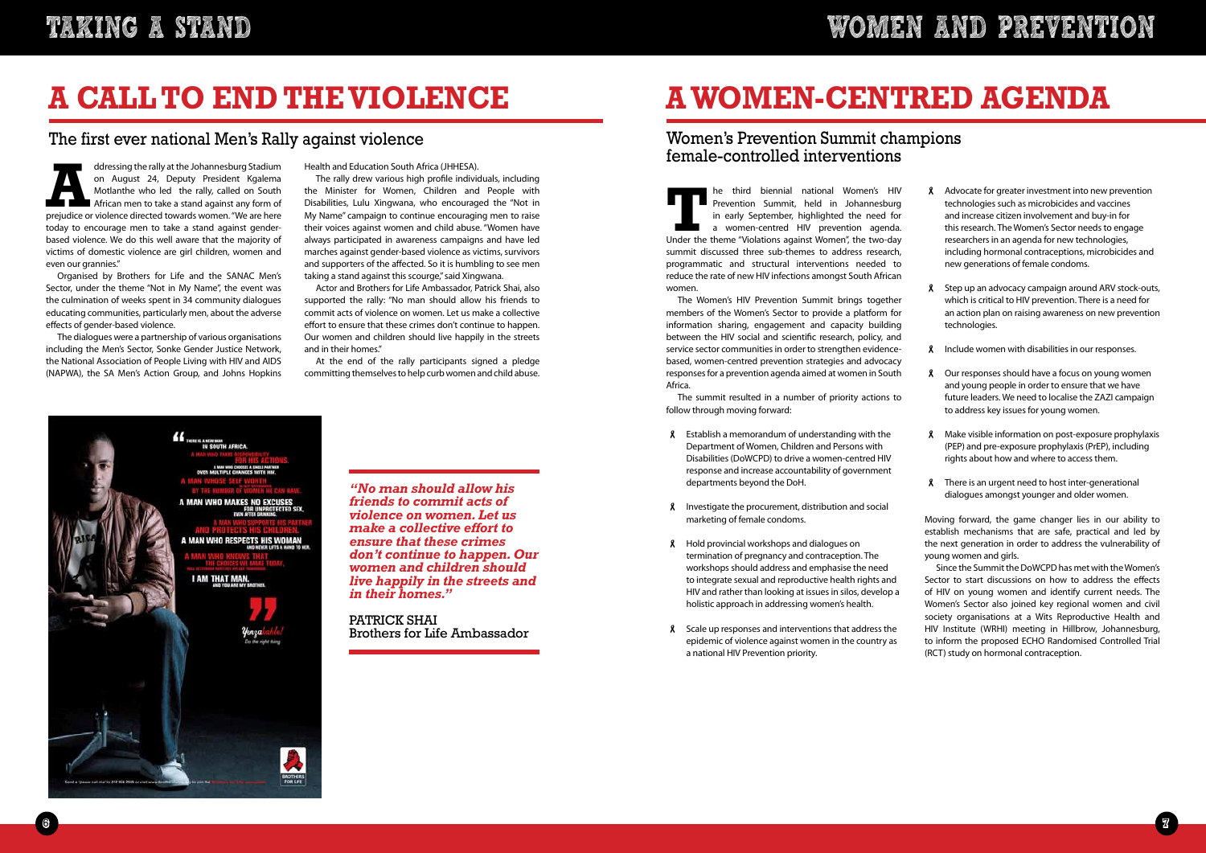# A CALL TO END THE VIOLENCE

## The first ever national Men's Rally against violence

Addressing the rally at the Johannesburg Stadium on August 24, Deputy President Kgalema Motlanthe who led the rally, called on South African men to take a stand against any form of prejudice or violence directed towards women. "We are here today to encourage men to take a stand against gender-based violence. We do this well aware that the majority of victims of domestic violence are girl children, women and even our grannies."

Organised by Brothers for Life and the SANAC Men's Sector, under the theme "Not in My Name", the event was the culmination of weeks spent in 34 community dialogues educating communities, particularly men, about the adverse effects of gender-based violence.

The dialogues were a partnership of various organisations including the Men's Sector, Sonke Gender Justice Network, the National Association of People Living with HIV and AIDS (NAPWA), the SA Men's Action Group, and Johns Hopkins Health and Education South Africa (JHHESA).

The rally drew various high profile individuals, including the Minister for Women, Children and People with Disabilities, Lulu Xingwana, who encouraged the "Not in My Name" campaign to continue encouraging men to raise their voices against women and child abuse. "Women have always participated in awareness campaigns and have led marches against gender-based violence as victims, survivors and supporters of the affected. So it is humbling to see men taking a stand against this scourge," said Xingwana.

Actor and Brothers for Life Ambassador, Patrick Shai, also supported the rally: "No man should allow his friends to commit acts of violence on women. Let us make a collective effort to ensure that these crimes don't continue to happen. Our women and children should live happily in the streets and in their homes."

At the end of the rally participants signed a pledge committing themselves to help curb women and child abuse.

> ***"No man should allow his friends to commit acts of violence on women. Let us make a collective effort to ensure that these crimes don't continue to happen. Our women and children should live happily in the streets and in their homes."***
>
> PATRICK SHAI
> Brothers for Life Ambassador

# A WOMEN-CENTRED AGENDA

## Women's Prevention Summit champions female-controlled interventions

The third biennial national Women's HIV Prevention Summit, held in Johannesburg in early September, highlighted the need for a women-centred HIV prevention agenda. Under the theme "Violations against Women", the two-day summit discussed three sub-themes to address research, programmatic and structural interventions needed to reduce the rate of new HIV infections amongst South African women.

The Women's HIV Prevention Summit brings together members of the Women's Sector to provide a platform for information sharing, engagement and capacity building between the HIV social and scientific research, policy, and service sector communities in order to strengthen evidence-based, women-centred prevention strategies and advocacy responses for a prevention agenda aimed at women in South Africa.

The summit resulted in a number of priority actions to follow through moving forward:

- Establish a memorandum of understanding with the Department of Women, Children and Persons with Disabilities (DoWCPD) to drive a women-centred HIV response and increase accountability of government departments beyond the DoH.
- Investigate the procurement, distribution and social marketing of female condoms.
- Hold provincial workshops and dialogues on termination of pregnancy and contraception. The workshops should address and emphasise the need to integrate sexual and reproductive health rights and HIV and rather than looking at issues in silos, develop a holistic approach in addressing women's health.
- Scale up responses and interventions that address the epidemic of violence against women in the country as a national HIV Prevention priority.
- Advocate for greater investment into new prevention technologies such as microbicides and vaccines and increase citizen involvement and buy-in for this research. The Women's Sector needs to engage researchers in an agenda for new technologies, including hormonal contraceptions, microbicides and new generations of female condoms.
- Step up an advocacy campaign around ARV stock-outs, which is critical to HIV prevention. There is a need for an action plan on raising awareness on new prevention technologies.
- Include women with disabilities in our responses.
- Our responses should have a focus on young women and young people in order to ensure that we have future leaders. We need to localise the ZAZI campaign to address key issues for young women.
- Make visible information on post-exposure prophylaxis (PEP) and pre-exposure prophylaxis (PrEP), including rights about how and where to access them.
- There is an urgent need to host inter-generational dialogues amongst younger and older women.

Moving forward, the game changer lies in our ability to establish mechanisms that are safe, practical and led by the next generation in order to address the vulnerability of young women and girls.

Since the Summit the DoWCPD has met with the Women's Sector to start discussions on how to address the effects of HIV on young women and identify current needs. The Women's Sector also joined key regional women and civil society organisations at a Wits Reproductive Health and HIV Institute (WRHI) meeting in Hillbrow, Johannesburg, to inform the proposed ECHO Randomised Controlled Trial (RCT) study on hormonal contraception.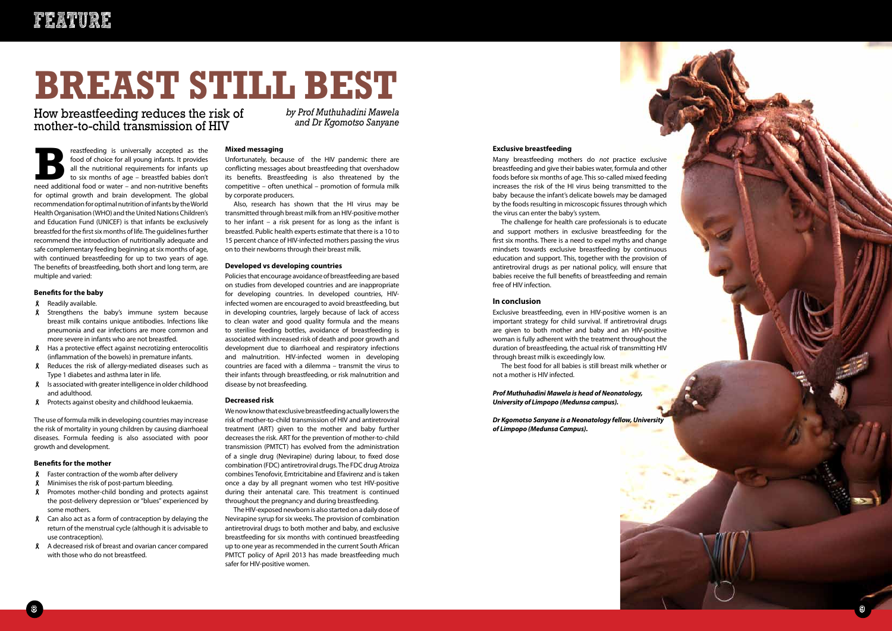# BREAST STILL BEST

## How breastfeeding reduces the risk of mother-to-child transmission of HIV

*by Prof Muthuhadini Mawela and Dr Kgomotso Sanyane*

Breastfeeding is universally accepted as the food of choice for all young infants. It provides all the nutritional requirements for infants up to six months of age – breastfed babies don't need additional food or water – and non-nutritive benefits for optimal growth and brain development. The global recommendation for optimal nutrition of infants by the World Health Organisation (WHO) and the United Nations Children's and Education Fund (UNICEF) is that infants be exclusively breastfed for the first six months of life. The guidelines further recommend the introduction of nutritionally adequate and safe complementary feeding beginning at six months of age, with continued breastfeeding for up to two years of age. The benefits of breastfeeding, both short and long term, are multiple and varied:

### Benefits for the baby

- Readily available.
- Strengthens the baby's immune system because breast milk contains unique antibodies. Infections like pneumonia and ear infections are more common and more severe in infants who are not breastfed.
- Has a protective effect against necrotizing enterocolitis (inflammation of the bowels) in premature infants.
- Reduces the risk of allergy-mediated diseases such as Type 1 diabetes and asthma later in life.
- Is associated with greater intelligence in older childhood and adulthood.
- Protects against obesity and childhood leukaemia.

The use of formula milk in developing countries may increase the risk of mortality in young children by causing diarrhoeal diseases. Formula feeding is also associated with poor growth and development.

### Benefits for the mother

- Faster contraction of the womb after delivery
- Minimises the risk of post-partum bleeding.
- Promotes mother-child bonding and protects against the post-delivery depression or "blues" experienced by some mothers.
- Can also act as a form of contraception by delaying the return of the menstrual cycle (although it is advisable to use contraception).
- A decreased risk of breast and ovarian cancer compared with those who do not breastfeed.

### Mixed messaging

Unfortunately, because of the HIV pandemic there are conflicting messages about breastfeeding that overshadow its benefits. Breastfeeding is also threatened by the competitive – often unethical – promotion of formula milk by corporate producers.

Also, research has shown that the HI virus may be transmitted through breast milk from an HIV-positive mother to her infant – a risk present for as long as the infant is breastfed. Public health experts estimate that there is a 10 to 15 percent chance of HIV-infected mothers passing the virus on to their newborns through their breast milk.

### Developed vs developing countries

Policies that encourage avoidance of breastfeeding are based on studies from developed countries and are inappropriate for developing countries. In developed countries, HIV-infected women are encouraged to avoid breastfeeding, but in developing countries, largely because of lack of access to clean water and good quality formula and the means to sterilise feeding bottles, avoidance of breastfeeding is associated with increased risk of death and poor growth and development due to diarrhoeal and respiratory infections and malnutrition. HIV-infected women in developing countries are faced with a dilemma – transmit the virus to their infants through breastfeeding, or risk malnutrition and disease by not breasfeeding.

### Decreased risk

We now know that exclusive breastfeeding actually lowers the risk of mother-to-child transmission of HIV and antiretroviral treatment (ART) given to the mother and baby further decreases the risk. ART for the prevention of mother-to-child transmission (PMTCT) has evolved from the administration of a single drug (Nevirapine) during labour, to fixed dose combination (FDC) antiretroviral drugs. The FDC drug Atroiza combines Tenofovir, Emtricitabine and Efavirenz and is taken once a day by all pregnant women who test HIV-positive during their antenatal care. This treatment is continued throughout the pregnancy and during breastfeeding.

The HIV-exposed newborn is also started on a daily dose of Nevirapine syrup for six weeks. The provision of combination antiretroviral drugs to both mother and baby, and exclusive breastfeeding for six months with continued breastfeeding up to one year as recommended in the current South African PMTCT policy of April 2013 has made breastfeeding much safer for HIV-positive women.

### Exclusive breastfeeding

Many breastfeeding mothers do *not* practice exclusive breastfeeding and give their babies water, formula and other foods before six months of age. This so-called mixed feeding increases the risk of the HI virus being transmitted to the baby because the infant's delicate bowels may be damaged by the foods resulting in microscopic fissures through which the virus can enter the baby's system.

The challenge for health care professionals is to educate and support mothers in exclusive breastfeeding for the first six months. There is a need to expel myths and change mindsets towards exclusive breastfeeding by continuous education and support. This, together with the provision of antiretroviral drugs as per national policy, will ensure that babies receive the full benefits of breastfeeding and remain free of HIV infection.

### In conclusion

Exclusive breastfeeding, even in HIV-positive women is an important strategy for child survival. If antiretroviral drugs are given to both mother and baby and an HIV-positive woman is fully adherent with the treatment throughout the duration of breastfeeding, the actual risk of transmitting HIV through breast milk is exceedingly low.

The best food for all babies is still breast milk whether or not a mother is HIV infected.

***Prof Muthuhadini Mawela is head of Neonatology, University of Limpopo (Medunsa campus).***

***Dr Kgomotso Sanyane is a Neonatology fellow, University of Limpopo (Medunsa Campus).***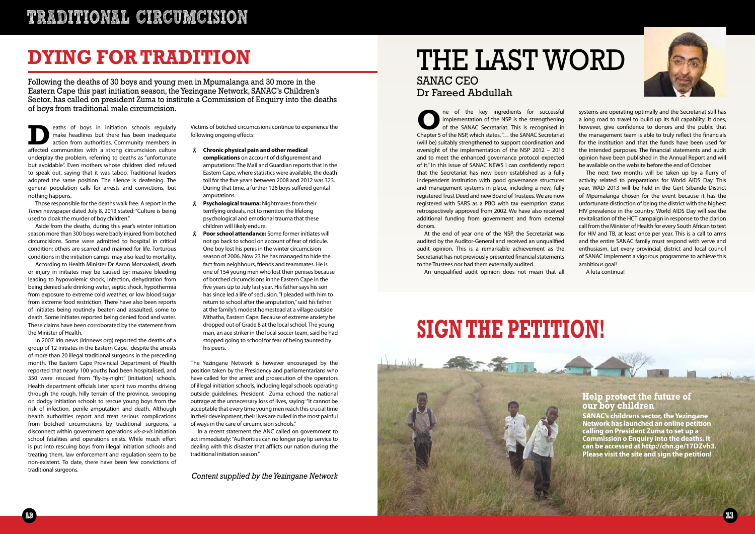# DYING FOR TRADITION

Following the deaths of 30 boys and young men in Mpumalanga and 30 more in the Eastern Cape this past initiation season, the Yezingane Network, SANAC's Children's Sector, has called on president Zuma to institute a Commission of Enquiry into the deaths of boys from traditional male circumcision.

Deaths of boys in initiation schools regularly make headlines but there has been inadequate action from authorities. Community members in affected communities with a strong circumcision culture underplay the problem, referring to deaths as "unfortunate but avoidable". Even mothers whose children died refused to speak out, saying that it was taboo. Traditional leaders adopted the same position. The silence is deafening. The general population calls for arrests and convictions, but nothing happens.

Those responsible for the deaths walk free. A report in the *Times* newspaper dated July 8, 2013 stated: "Culture is being used to cloak the murder of boy children."

Aside from the deaths, during this year's winter initiation season more than 300 boys were badly injured from botched circumcisions. Some were admitted to hospital in critical condition; others are scarred and maimed for life. Torturous conditions in the initiation camps may also lead to mortality.

According to Health Minister Dr Aaron Motsoaledi, death or injury in initiates may be caused by: massive bleeding leading to hypovolemic shock, infection, dehydration from being denied safe drinking water, septic shock, hypothermia from exposure to extreme cold weather, or low blood sugar from extreme food restriction. There have also been reports of initiates being routinely beaten and assaulted, some to death. Some initiates reported being denied food and water. These claims have been corroborated by the statement from the Minister of Health.

In 2007 Irin news (irinnews.org) reported the deaths of a group of 12 initiates in the Eastern Cape, despite the arrests of more than 20 illegal traditional surgeons in the preceding month. The Eastern Cape Provincial Department of Health reported that nearly 100 youths had been hospitalised, and 350 were rescued from "fly-by-night" [initiation] schools. Health department officials later spent two months driving through the rough, hilly terrain of the province, swooping on dodgy initiation schools to rescue young boys from the risk of infection, penile amputation and death. Although health authorities report and treat serious complications from botched circumcisions by traditional surgeons, a disconnect within government operations *vis-a-vis* initiation school fatalities and operations exists. While much effort is put into rescuing boys from illegal initiation schools and treating them, law enforcement and regulation seem to be non-existent. To date, there have been few convictions of traditional surgeons.

Victims of botched circumcisions continue to experience the following ongoing effects:

- **Chronic physical pain and other medical complications** on account of disfigurement and amputations: The Mail and Guardian reports that in the Eastern Cape, where statistics were available, the death toll for the five years between 2008 and 2012 was 323. During that time, a further 126 boys suffered genital amputations.
- **Psychological trauma:** Nightmares from their terrifying ordeals, not to mention the lifelong psychological and emotional trauma that these children will likely endure.
- **Poor school attendance:** Some former initiates will not go back to school on account of fear of ridicule. One boy lost his penis in the winter circumcision season of 2006. Now 23 he has managed to hide the fact from neighbours, friends and teammates. He is one of 154 young men who lost their penises because of botched circumcisions in the Eastern Cape in the five years up to July last year. His father says his son has since led a life of seclusion. "I pleaded with him to return to school after the amputation," said his father at the family's modest homestead at a village outside Mthatha, Eastern Cape. Because of extreme anxiety he dropped out of Grade 8 at the local school. The young man, an ace striker in the local soccer team, said he had stopped going to school for fear of being taunted by his peers.

The Yezingane Network is however encouraged by the position taken by the Presidency and parliamentarians who have called for the arrest and prosecution of the operators of illegal initiation schools, including legal schools operating outside guidelines. President Zuma echoed the national outrage at the unnecessary loss of lives, saying: "It cannot be acceptable that every time young men reach this crucial time in their development, their lives are culled in the most painful of ways in the care of circumcision schools."

In a recent statement the ANC called on government to act immediately: "Authorities can no longer pay lip service to dealing with this disaster that afflicts our nation during the traditional initiation season."

*Content supplied by the Yezingane Network*

# THE LAST WORD

## SANAC CEO Dr Fareed Abdullah

One of the key ingredients for successful implementation of the NSP is the strengthening of the SANAC Secretariat. This is recognised in Chapter 5 of the NSP, which states, "… the SANAC Secretariat (will be) suitably strengthened to support coordination and oversight of the implementation of the NSP 2012 – 2016 and to meet the enhanced governance protocol expected of it." In this issue of SANAC NEWS I can confidently report that the Secretariat has now been established as a fully independent institution with good governance structures and management systems in place, including a new, fully registered Trust Deed and new Board of Trustees. We are now registered with SARS as a PBO with tax exemption status retrospectively approved from 2002. We have also received additional funding from government and from external donors.

At the end of year one of the NSP, the Secretariat was audited by the Auditor-General and received an unqualified audit opinion. This is a remarkable achievement as the Secretariat has not previously presented financial statements to the Trustees nor had them externally audited.

An unqualified audit opinion does not mean that all systems are operating optimally and the Secretariat still has a long road to travel to build up its full capability. It does, however, give confidence to donors and the public that the management team is able to truly reflect the financials for the institution and that the funds have been used for the intended purposes. The financial statements and audit opinion have been published in the Annual Report and will be available on the website before the end of October.

The next two months will be taken up by a flurry of activity related to preparations for World AIDS Day. This year, WAD 2013 will be held in the Gert Sibande District of Mpumalanga chosen for the event because it has the unfortunate distinction of being the district with the highest HIV prevalence in the country. World AIDS Day will see the revitalisation of the HCT campaign in response to the clarion call from the Minister of Health for every South African to test for HIV and TB, at least once per year. This is a call to arms and the entire SANAC family must respond with verve and enthusiasm. Let every provincial, district and local council of SANAC implement a vigorous programme to achieve this ambitious goal!

A luta continua!

# SIGN THE PETITION!

### Help protect the future of our boy children

**SANAC's childrens sector, the Yezingane Network has launched an online petition calling on President Zuma to set up a Commission o Enquiry into the deaths. It can be accessed at http://chn.ge/17DZvh3. Please visit the site and sign the petition!**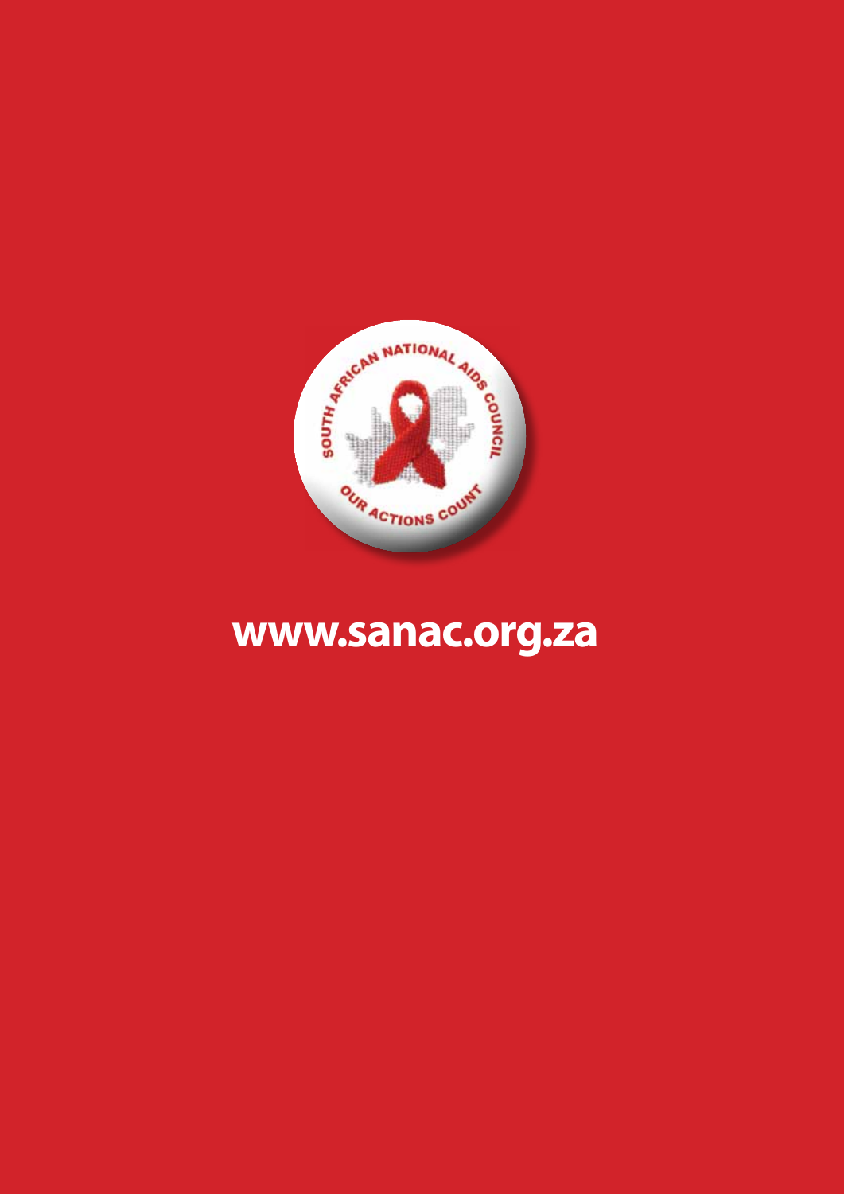SOUTH AFRICAN NATIONAL AIDS COUNCIL

OUR ACTIONS COUNT

**www.sanac.org.za**